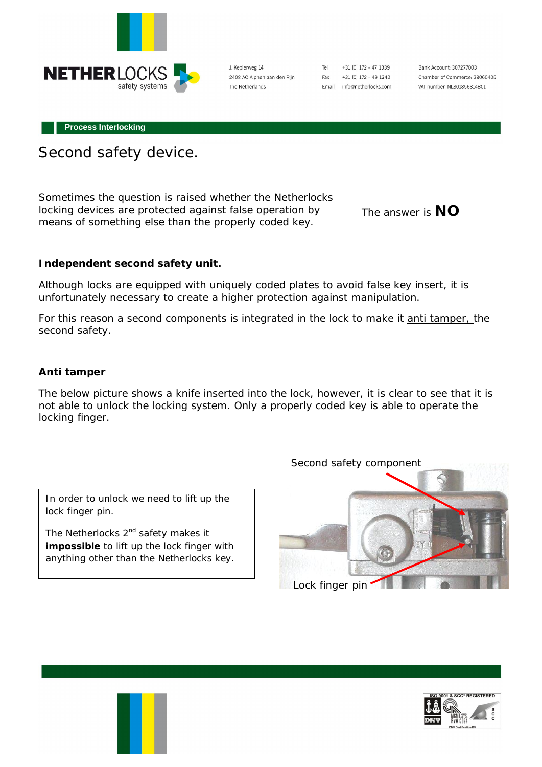NETHERLOCKS safety systems

J. Keplerweg 14
2408 AC Alphen aan den Rijn
The Netherlands

Tel +31 (0) 172 - 47 1339
Fax +31 (0) 172 - 49 1342
Email info@netherlocks.com

Bank Account: 307277003
Chamber of Commerce: 28060405
VAT number: NL801856814B01

**Process Interlocking**

# Second safety device.

Sometimes the question is raised whether the Netherlocks locking devices are protected against false operation by means of something else than the properly coded key.

The answer is **NO**

### Independent second safety unit.

Although locks are equipped with uniquely coded plates to avoid false key insert, it is unfortunately necessary to create a higher protection against manipulation.

For this reason a second components is integrated in the lock to make it anti tamper, the second safety.

### Anti tamper

The below picture shows a knife inserted into the lock, however, it is clear to see that it is not able to unlock the locking system. Only a properly coded key is able to operate the locking finger.

In order to unlock we need to lift up the lock finger pin.

The Netherlocks 2nd safety makes it **impossible** to lift up the lock finger with anything other than the Netherlocks key.

Second safety component

Lock finger pin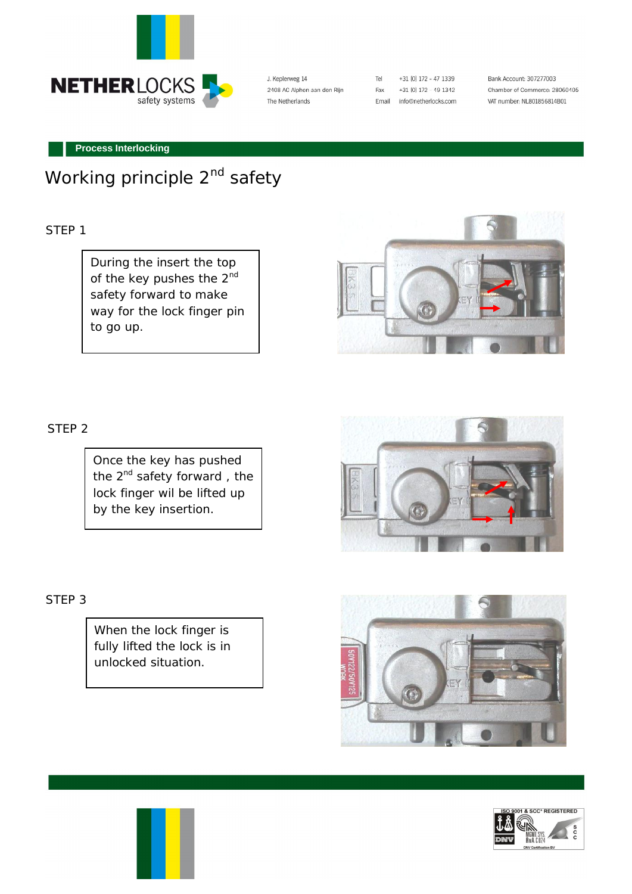NETHERLOCKS safety systems

J. Keplerweg 14
2408 AC Alphen aan den Rijn
The Netherlands

Tel +31 (0) 172 - 47 1339
Fax +31 (0) 172 - 49 1342
Email info@netherlocks.com

Bank Account: 307277003
Chamber of Commerce: 28060405
VAT number: NL801856814B01

**Process Interlocking**

# Working principle 2nd safety

STEP 1

During the insert the top of the key pushes the 2nd safety forward to make way for the lock finger pin to go up.

STEP 2

Once the key has pushed the 2nd safety forward , the lock finger wil be lifted up by the key insertion.

STEP 3

When the lock finger is fully lifted the lock is in unlocked situation.

ISO 9001 & SCC* REGISTERED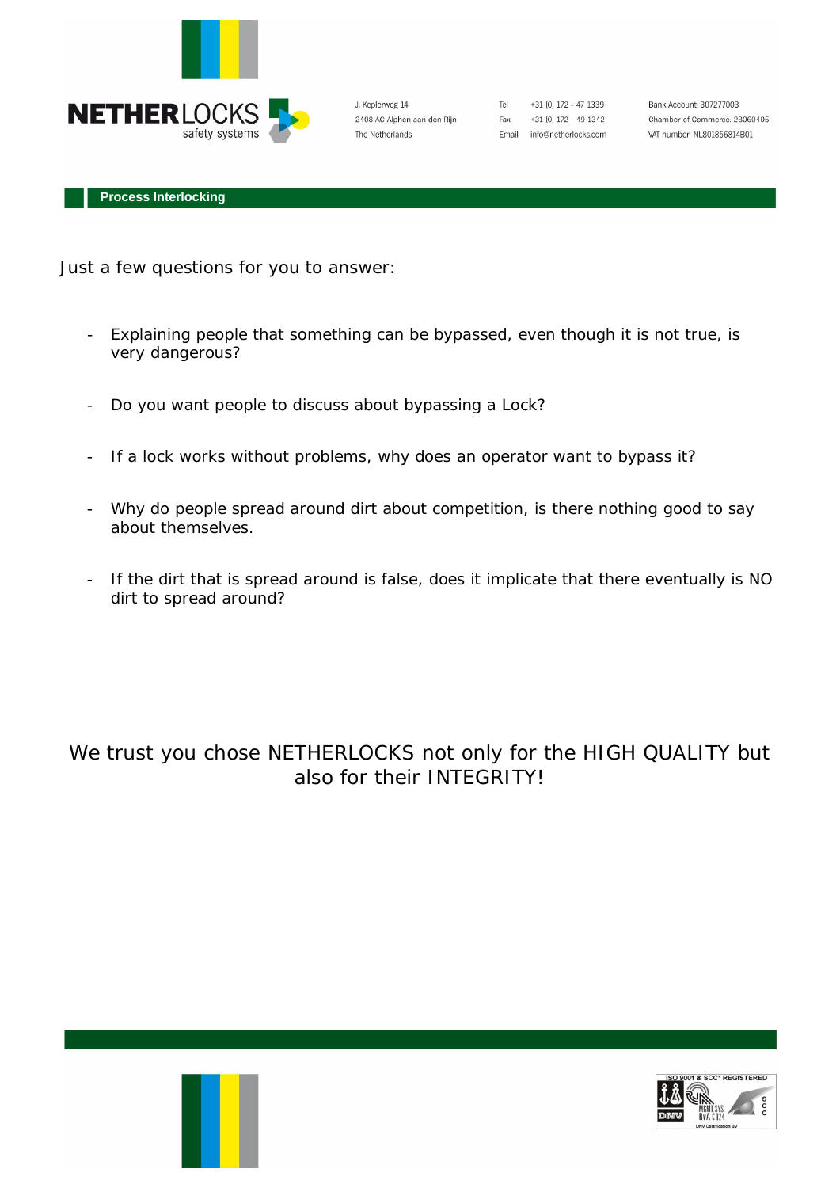**Process Interlocking**

Just a few questions for you to answer:

- Explaining people that something can be bypassed, even though it is not true, is very dangerous?
- Do you want people to discuss about bypassing a Lock?
- If a lock works without problems, why does an operator want to bypass it?
- Why do people spread around dirt about competition, is there nothing good to say about themselves.
- If the dirt that is spread around is false, does it implicate that there eventually is NO dirt to spread around?

We trust you chose NETHERLOCKS not only for the HIGH QUALITY but also for their INTEGRITY!